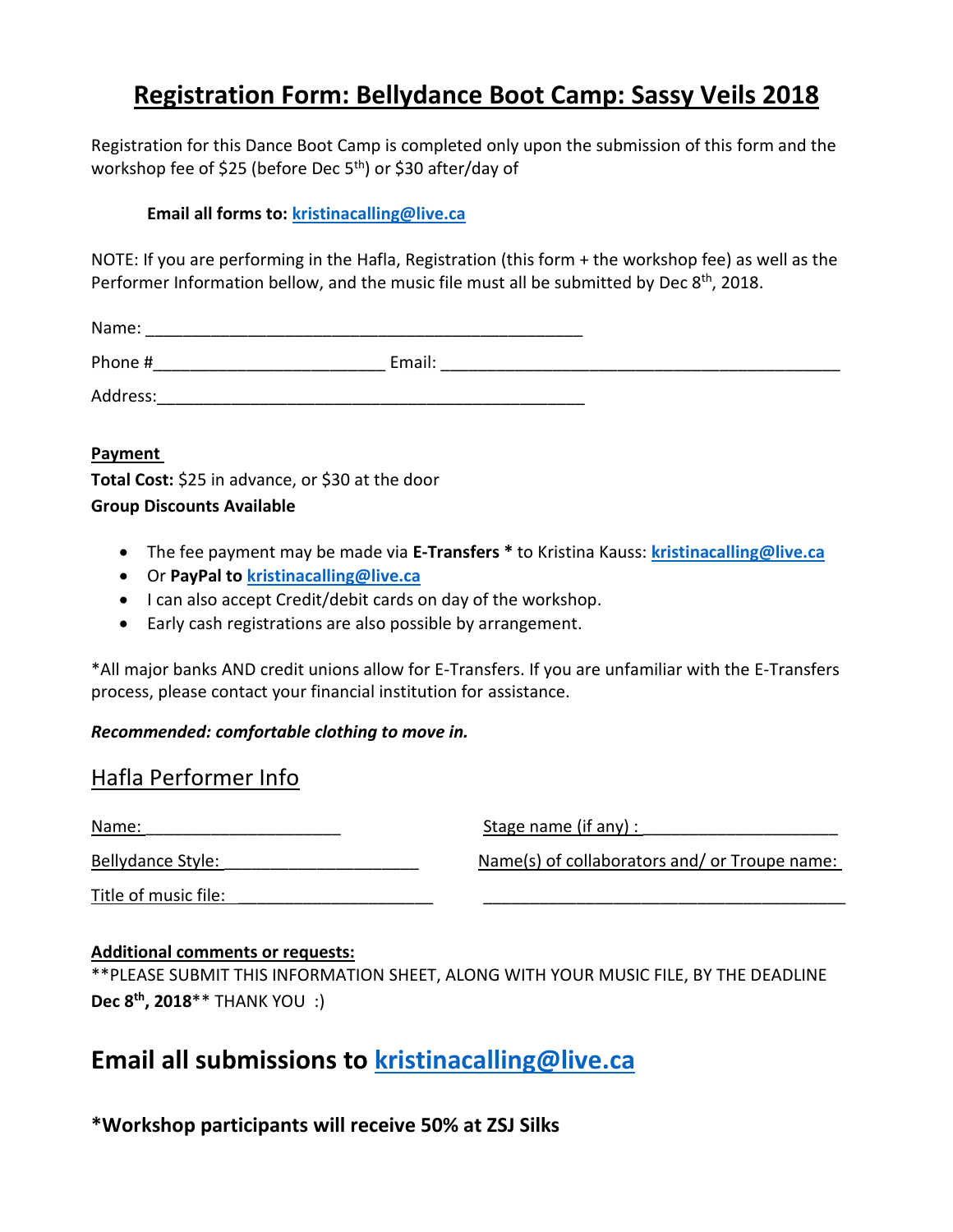# Registration Form: Bellydance Boot Camp: Sassy Veils 2018

Registration for this Dance Boot Camp is completed only upon the submission of this form and the workshop fee of $25 (before Dec 5th) or $30 after/day of

**Email all forms to: kristinacalling@live.ca**

NOTE: If you are performing in the Hafla, Registration (this form + the workshop fee) as well as the Performer Information bellow, and the music file must all be submitted by Dec 8th, 2018.

Name: ______________________________________________

Phone #________________________ Email: ______________________________________

Address:_____________________________________________

**Payment**

**Total Cost:** $25 in advance, or $30 at the door

**Group Discounts Available**

- The fee payment may be made via **E-Transfers *** to Kristina Kauss: **kristinacalling@live.ca**
- Or **PayPal to kristinacalling@live.ca**
- I can also accept Credit/debit cards on day of the workshop.
- Early cash registrations are also possible by arrangement.

*All major banks AND credit unions allow for E-Transfers. If you are unfamiliar with the E-Transfers process, please contact your financial institution for assistance.

***Recommended: comfortable clothing to move in.***

## Hafla Performer Info

Name:_____________________

Stage name (if any) :_____________________

Bellydance Style:_____________________

Name(s) of collaborators and/ or Troupe name:

Title of music file: _____________________

______________________________________

**Additional comments or requests:**

**PLEASE SUBMIT THIS INFORMATION SHEET, ALONG WITH YOUR MUSIC FILE, BY THE DEADLINE **Dec 8th, 2018**** THANK YOU :)

## Email all submissions to kristinacalling@live.ca

**\*Workshop participants will receive 50% at ZSJ Silks**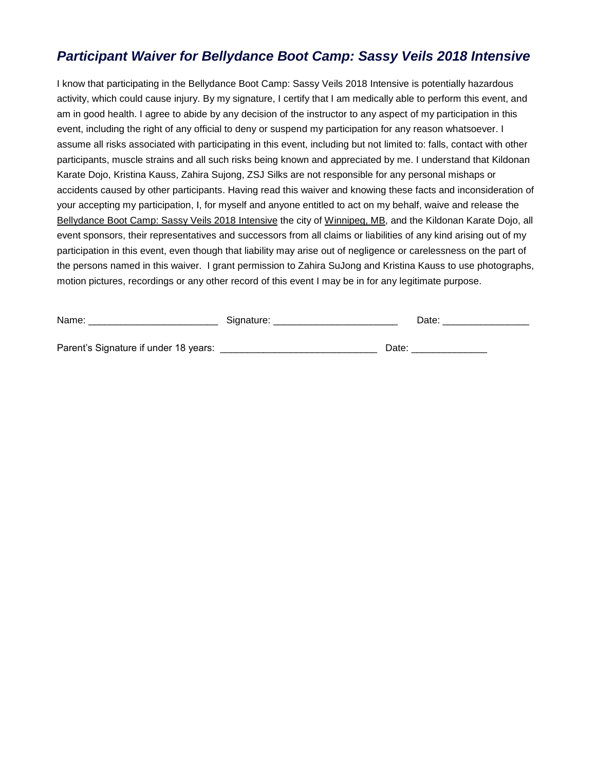## *Participant Waiver for Bellydance Boot Camp: Sassy Veils 2018 Intensive*

I know that participating in the Bellydance Boot Camp: Sassy Veils 2018 Intensive is potentially hazardous activity, which could cause injury. By my signature, I certify that I am medically able to perform this event, and am in good health. I agree to abide by any decision of the instructor to any aspect of my participation in this event, including the right of any official to deny or suspend my participation for any reason whatsoever. I assume all risks associated with participating in this event, including but not limited to: falls, contact with other participants, muscle strains and all such risks being known and appreciated by me. I understand that Kildonan Karate Dojo, Kristina Kauss, Zahira Sujong, ZSJ Silks are not responsible for any personal mishaps or accidents caused by other participants. Having read this waiver and knowing these facts and inconsideration of your accepting my participation, I, for myself and anyone entitled to act on my behalf, waive and release the Bellydance Boot Camp: Sassy Veils 2018 Intensive the city of Winnipeg, MB, and the Kildonan Karate Dojo, all event sponsors, their representatives and successors from all claims or liabilities of any kind arising out of my participation in this event, even though that liability may arise out of negligence or carelessness on the part of the persons named in this waiver. I grant permission to Zahira SuJong and Kristina Kauss to use photographs, motion pictures, recordings or any other record of this event I may be in for any legitimate purpose.

Name: ________________________ Signature: _______________________ Date: ________________

Parent's Signature if under 18 years: _____________________________ Date: _____________